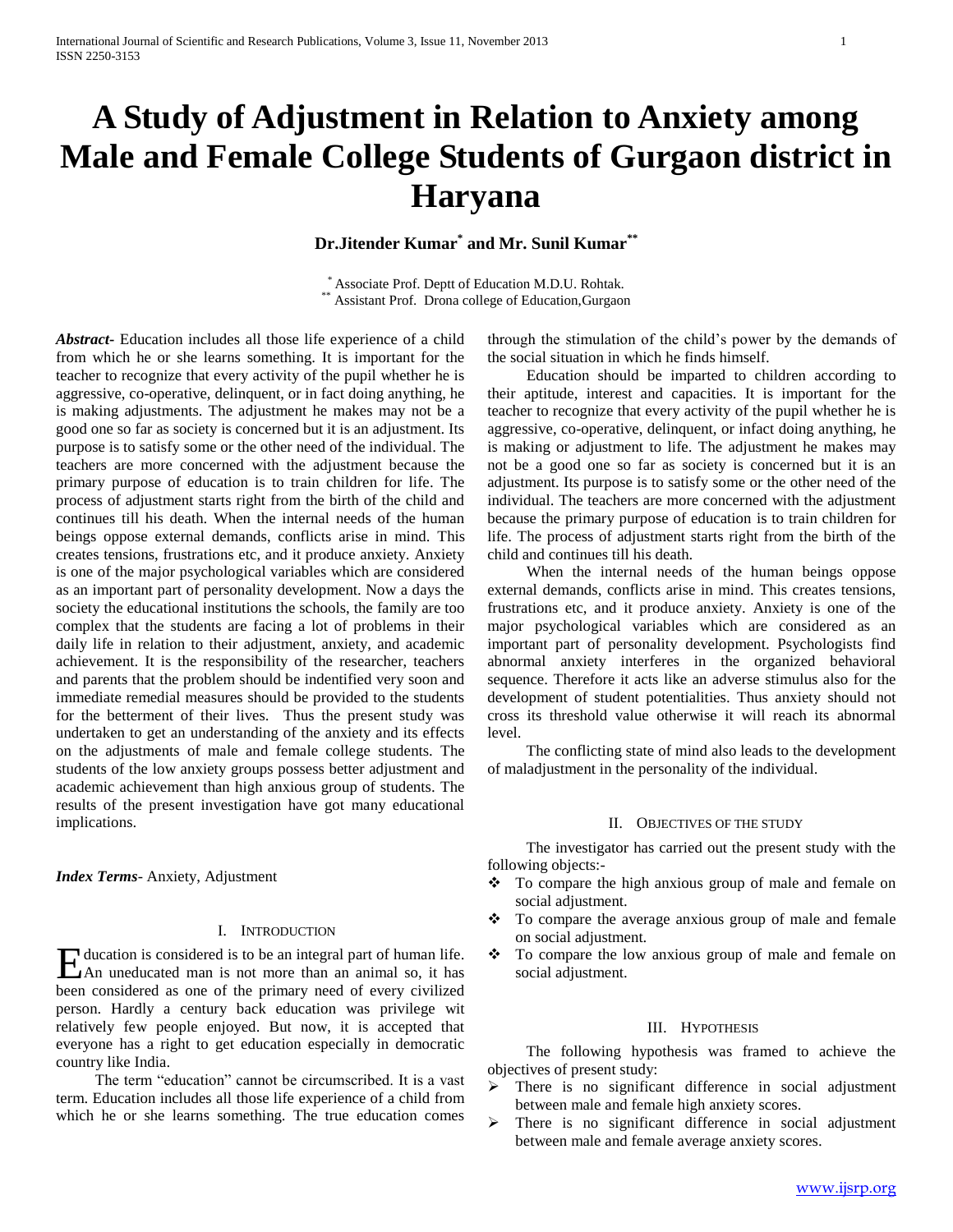# A Study of Adjustment in Relation to Anxiety among Male and Female College Students of Gurgaon district in Haryana

**Dr.Jitender Kumar[*] and Mr. Sunil Kumar[**]**

[*] Associate Prof. Deptt of Education M.D.U. Rohtak.
[**] Assistant Prof. Drona college of Education,Gurgaon

***Abstract*****-** Education includes all those life experience of a child from which he or she learns something. It is important for the teacher to recognize that every activity of the pupil whether he is aggressive, co-operative, delinquent, or in fact doing anything, he is making adjustments. The adjustment he makes may not be a good one so far as society is concerned but it is an adjustment. Its purpose is to satisfy some or the other need of the individual. The teachers are more concerned with the adjustment because the primary purpose of education is to train children for life. The process of adjustment starts right from the birth of the child and continues till his death. When the internal needs of the human beings oppose external demands, conflicts arise in mind. This creates tensions, frustrations etc, and it produce anxiety. Anxiety is one of the major psychological variables which are considered as an important part of personality development. Now a days the society the educational institutions the schools, the family are too complex that the students are facing a lot of problems in their daily life in relation to their adjustment, anxiety, and academic achievement. It is the responsibility of the researcher, teachers and parents that the problem should be indentified very soon and immediate remedial measures should be provided to the students for the betterment of their lives. Thus the present study was undertaken to get an understanding of the anxiety and its effects on the adjustments of male and female college students. The students of the low anxiety groups possess better adjustment and academic achievement than high anxious group of students. The results of the present investigation have got many educational implications.

***Index Terms*****-** Anxiety, Adjustment

## I. Introduction

Education is considered is to be an integral part of human life. An uneducated man is not more than an animal so, it has been considered as one of the primary need of every civilized person. Hardly a century back education was privilege wit relatively few people enjoyed. But now, it is accepted that everyone has a right to get education especially in democratic country like India.

The term "education" cannot be circumscribed. It is a vast term. Education includes all those life experience of a child from which he or she learns something. The true education comes through the stimulation of the child's power by the demands of the social situation in which he finds himself.

Education should be imparted to children according to their aptitude, interest and capacities. It is important for the teacher to recognize that every activity of the pupil whether he is aggressive, co-operative, delinquent, or infact doing anything, he is making or adjustment to life. The adjustment he makes may not be a good one so far as society is concerned but it is an adjustment. Its purpose is to satisfy some or the other need of the individual. The teachers are more concerned with the adjustment because the primary purpose of education is to train children for life. The process of adjustment starts right from the birth of the child and continues till his death.

When the internal needs of the human beings oppose external demands, conflicts arise in mind. This creates tensions, frustrations etc, and it produce anxiety. Anxiety is one of the major psychological variables which are considered as an important part of personality development. Psychologists find abnormal anxiety interferes in the organized behavioral sequence. Therefore it acts like an adverse stimulus also for the development of student potentialities. Thus anxiety should not cross its threshold value otherwise it will reach its abnormal level.

The conflicting state of mind also leads to the development of maladjustment in the personality of the individual.

## II. Objectives of the Study

The investigator has carried out the present study with the following objects:-

- To compare the high anxious group of male and female on social adjustment.
- To compare the average anxious group of male and female on social adjustment.
- To compare the low anxious group of male and female on social adjustment.

## III. Hypothesis

The following hypothesis was framed to achieve the objectives of present study:

- There is no significant difference in social adjustment between male and female high anxiety scores.
- There is no significant difference in social adjustment between male and female average anxiety scores.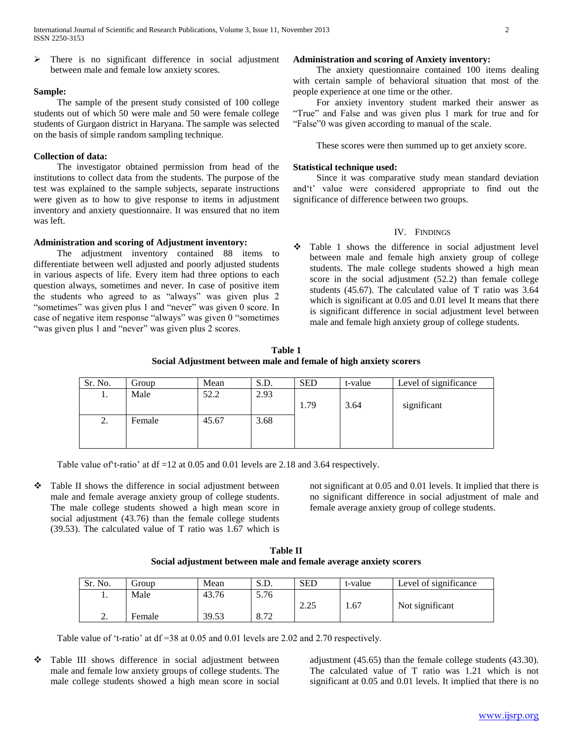- There is no significant difference in social adjustment between male and female low anxiety scores.

**Sample:**

The sample of the present study consisted of 100 college students out of which 50 were male and 50 were female college students of Gurgaon district in Haryana. The sample was selected on the basis of simple random sampling technique.

**Collection of data:**

The investigator obtained permission from head of the institutions to collect data from the students. The purpose of the test was explained to the sample subjects, separate instructions were given as to how to give response to items in adjustment inventory and anxiety questionnaire. It was ensured that no item was left.

**Administration and scoring of Adjustment inventory:**

The adjustment inventory contained 88 items to differentiate between well adjusted and poorly adjusted students in various aspects of life. Every item had three options to each question always, sometimes and never. In case of positive item the students who agreed to as "always" was given plus 2 "sometimes" was given plus 1 and "never" was given 0 score. In case of negative item response "always" was given 0 "sometimes "was given plus 1 and "never" was given plus 2 scores.

**Administration and scoring of Anxiety inventory:**

The anxiety questionnaire contained 100 items dealing with certain sample of behavioral situation that most of the people experience at one time or the other.

For anxiety inventory student marked their answer as "True" and False and was given plus 1 mark for true and for "False"0 was given according to manual of the scale.

These scores were then summed up to get anxiety score.

**Statistical technique used:**

Since it was comparative study mean standard deviation and't' value were considered appropriate to find out the significance of difference between two groups.

## IV. Findings

- Table 1 shows the difference in social adjustment level between male and female high anxiety group of college students. The male college students showed a high mean score in the social adjustment (52.2) than female college students (45.67). The calculated value of T ratio was 3.64 which is significant at 0.05 and 0.01 level It means that there is significant difference in social adjustment level between male and female high anxiety group of college students.

**Table 1**
**Social Adjustment between male and female of high anxiety scorers**

| Sr. No. | Group | Mean | S.D. | SED | t-value | Level of significance |
|---|---|---|---|---|---|---|
| 1. | Male | 52.2 | 2.93 | 1.79 | 3.64 | significant |
| 2. | Female | 45.67 | 3.68 | | | |

Table value of't-ratio' at df =12 at 0.05 and 0.01 levels are 2.18 and 3.64 respectively.

- Table II shows the difference in social adjustment between male and female average anxiety group of college students. The male college students showed a high mean score in social adjustment (43.76) than the female college students (39.53). The calculated value of T ratio was 1.67 which is not significant at 0.05 and 0.01 levels. It implied that there is no significant difference in social adjustment of male and female average anxiety group of college students.

**Table II**
**Social adjustment between male and female average anxiety scorers**

| Sr. No. | Group | Mean | S.D. | SED | t-value | Level of significance |
|---|---|---|---|---|---|---|
| 1. | Male | 43.76 | 5.76 | 2.25 | 1.67 | Not significant |
| 2. | Female | 39.53 | 8.72 | | | |

Table value of 't-ratio' at df =38 at 0.05 and 0.01 levels are 2.02 and 2.70 respectively.

- Table III shows difference in social adjustment between male and female low anxiety groups of college students. The male college students showed a high mean score in social adjustment (45.65) than the female college students (43.30). The calculated value of T ratio was 1.21 which is not significant at 0.05 and 0.01 levels. It implied that there is no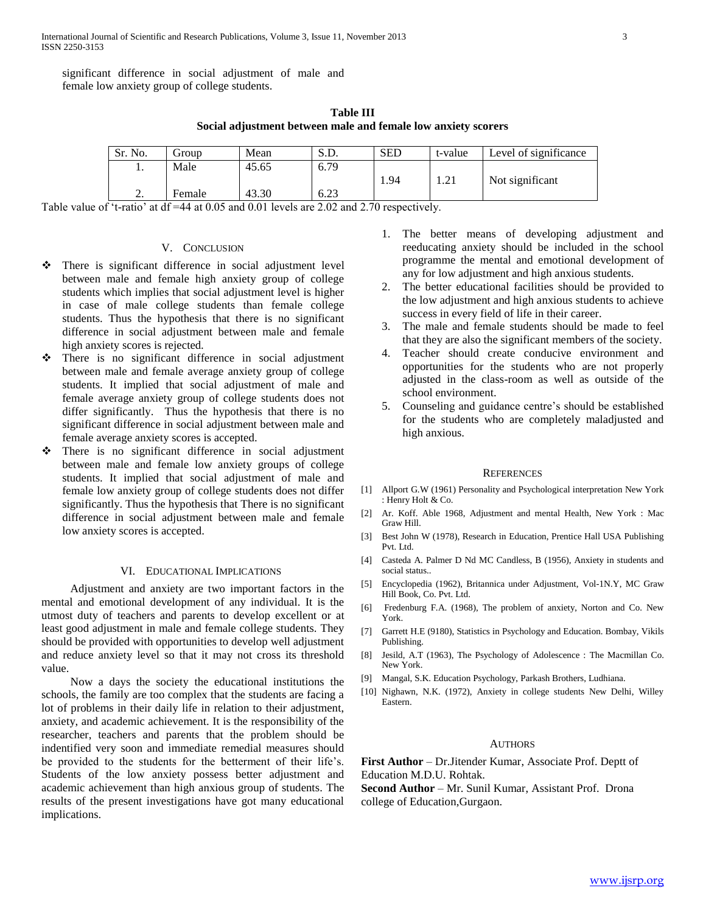significant difference in social adjustment of male and female low anxiety group of college students.

**Table III**
**Social adjustment between male and female low anxiety scorers**

| Sr. No. | Group | Mean | S.D. | SED | t-value | Level of significance |
|---|---|---|---|---|---|---|
| 1. | Male | 45.65 | 6.79 | 1.94 | 1.21 | Not significant |
| 2. | Female | 43.30 | 6.23 | | | |

Table value of 't-ratio' at df =44 at 0.05 and 0.01 levels are 2.02 and 2.70 respectively.

## V. Conclusion

- There is significant difference in social adjustment level between male and female high anxiety group of college students which implies that social adjustment level is higher in case of male college students than female college students. Thus the hypothesis that there is no significant difference in social adjustment between male and female high anxiety scores is rejected.
- There is no significant difference in social adjustment between male and female average anxiety group of college students. It implied that social adjustment of male and female average anxiety group of college students does not differ significantly. Thus the hypothesis that there is no significant difference in social adjustment between male and female average anxiety scores is accepted.
- There is no significant difference in social adjustment between male and female low anxiety groups of college students. It implied that social adjustment of male and female low anxiety group of college students does not differ significantly. Thus the hypothesis that There is no significant difference in social adjustment between male and female low anxiety scores is accepted.

## VI. Educational Implications

Adjustment and anxiety are two important factors in the mental and emotional development of any individual. It is the utmost duty of teachers and parents to develop excellent or at least good adjustment in male and female college students. They should be provided with opportunities to develop well adjustment and reduce anxiety level so that it may not cross its threshold value.

Now a days the society the educational institutions the schools, the family are too complex that the students are facing a lot of problems in their daily life in relation to their adjustment, anxiety, and academic achievement. It is the responsibility of the researcher, teachers and parents that the problem should be indentified very soon and immediate remedial measures should be provided to the students for the betterment of their life's. Students of the low anxiety possess better adjustment and academic achievement than high anxious group of students. The results of the present investigations have got many educational implications.

1. The better means of developing adjustment and reeducating anxiety should be included in the school programme the mental and emotional development of any for low adjustment and high anxious students.
2. The better educational facilities should be provided to the low adjustment and high anxious students to achieve success in every field of life in their career.
3. The male and female students should be made to feel that they are also the significant members of the society.
4. Teacher should create conducive environment and opportunities for the students who are not properly adjusted in the class-room as well as outside of the school environment.
5. Counseling and guidance centre's should be established for the students who are completely maladjusted and high anxious.

## References

[1] Allport G.W (1961) Personality and Psychological interpretation New York : Henry Holt & Co.

[2] Ar. Koff. Able 1968, Adjustment and mental Health, New York : Mac Graw Hill.

[3] Best John W (1978), Research in Education, Prentice Hall USA Publishing Pvt. Ltd.

[4] Casteda A. Palmer D Nd MC Candless, B (1956), Anxiety in students and social status..

[5] Encyclopedia (1962), Britannica under Adjustment, Vol-1N.Y, MC Graw Hill Book, Co. Pvt. Ltd.

[6] Fredenburg F.A. (1968), The problem of anxiety, Norton and Co. New York.

[7] Garrett H.E (9180), Statistics in Psychology and Education. Bombay, Vikils Publishing.

[8] Jesild, A.T (1963), The Psychology of Adolescence : The Macmillan Co. New York.

[9] Mangal, S.K. Education Psychology, Parkash Brothers, Ludhiana.

[10] Nighawn, N.K. (1972), Anxiety in college students New Delhi, Willey Eastern.

## Authors

**First Author** – Dr.Jitender Kumar, Associate Prof. Deptt of Education M.D.U. Rohtak.

**Second Author** – Mr. Sunil Kumar, Assistant Prof. Drona college of Education,Gurgaon.